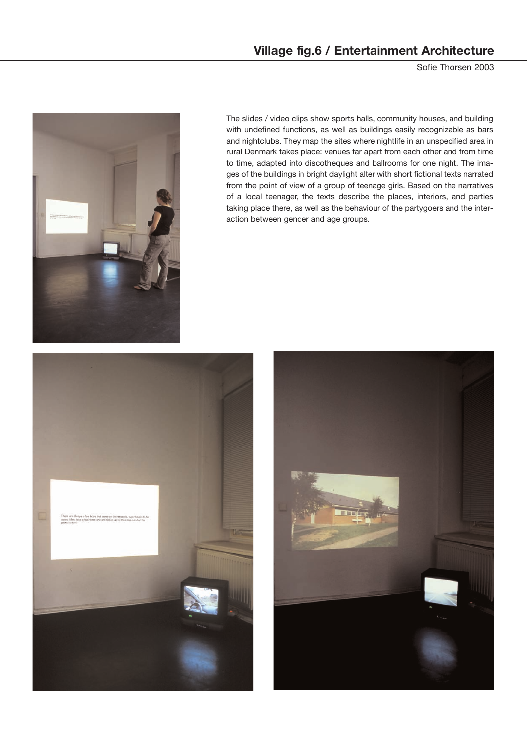## Village fig.6 / Entertainment Architecture

Sofie Thorsen 2003

The slides / video clips show sports halls, community houses, and building with undefined functions, as well as buildings easily recognizable as bars and nightclubs. They map the sites where nightlife in an unspecified area in rural Denmark takes place: venues far apart from each other and from time to time, adapted into discotheques and ballrooms for one night. The images of the buildings in bright daylight alter with short fictional texts narrated from the point of view of a group of teenage girls. Based on the narratives of a local teenager, the texts describe the places, interiors, and parties taking place there, as well as the behaviour of the partygoers and the interaction between gender and age groups.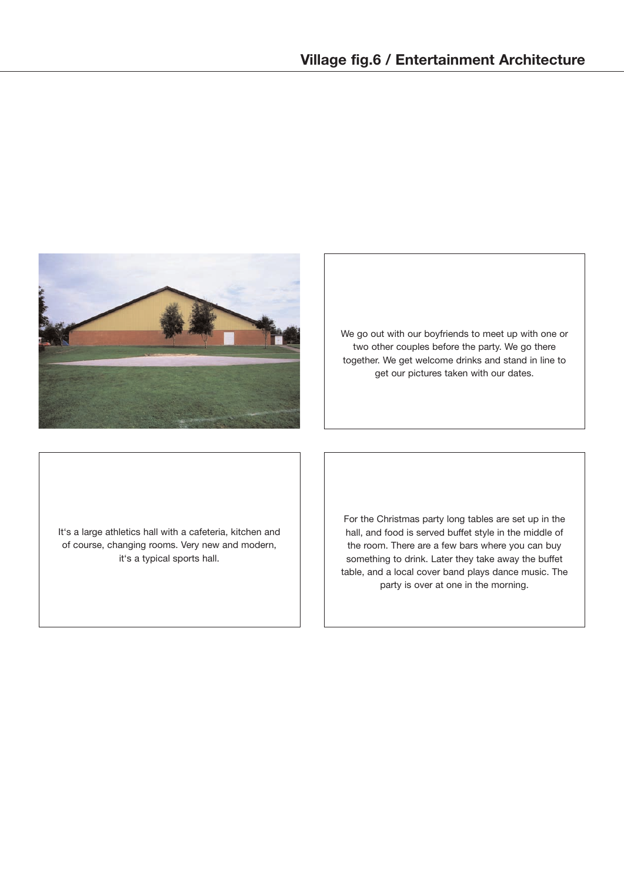# Village fig.6 / Entertainment Architecture

We go out with our boyfriends to meet up with one or two other couples before the party. We go there together. We get welcome drinks and stand in line to get our pictures taken with our dates.

It's a large athletics hall with a cafeteria, kitchen and of course, changing rooms. Very new and modern, it's a typical sports hall.

For the Christmas party long tables are set up in the hall, and food is served buffet style in the middle of the room. There are a few bars where you can buy something to drink. Later they take away the buffet table, and a local cover band plays dance music. The party is over at one in the morning.